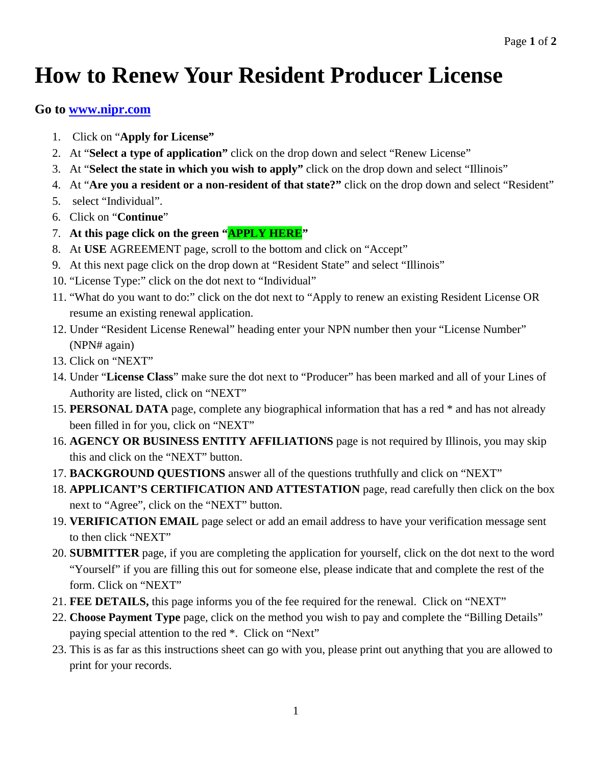# How to Renew Your Resident Producer License

**Go to [www.nipr.com](http://www.nipr.com)**

1. Click on "**Apply for License"**
2. At "**Select a type of application"** click on the drop down and select "Renew License"
3. At "**Select the state in which you wish to apply"** click on the drop down and select "Illinois"
4. At "**Are you a resident or a non-resident of that state?"** click on the drop down and select "Resident"
5. select "Individual".
6. Click on "**Continue**"
7. **At this page click on the green "APPLY HERE"**
8. At **USE** AGREEMENT page, scroll to the bottom and click on "Accept"
9. At this next page click on the drop down at "Resident State" and select "Illinois"
10. "License Type:" click on the dot next to "Individual"
11. "What do you want to do:" click on the dot next to "Apply to renew an existing Resident License OR resume an existing renewal application.
12. Under "Resident License Renewal" heading enter your NPN number then your "License Number" (NPN# again)
13. Click on "NEXT"
14. Under "**License Class**" make sure the dot next to "Producer" has been marked and all of your Lines of Authority are listed, click on "NEXT"
15. **PERSONAL DATA** page, complete any biographical information that has a red * and has not already been filled in for you, click on "NEXT"
16. **AGENCY OR BUSINESS ENTITY AFFILIATIONS** page is not required by Illinois, you may skip this and click on the "NEXT" button.
17. **BACKGROUND QUESTIONS** answer all of the questions truthfully and click on "NEXT"
18. **APPLICANT'S CERTIFICATION AND ATTESTATION** page, read carefully then click on the box next to "Agree", click on the "NEXT" button.
19. **VERIFICATION EMAIL** page select or add an email address to have your verification message sent to then click "NEXT"
20. **SUBMITTER** page, if you are completing the application for yourself, click on the dot next to the word "Yourself" if you are filling this out for someone else, please indicate that and complete the rest of the form. Click on "NEXT"
21. **FEE DETAILS,** this page informs you of the fee required for the renewal. Click on "NEXT"
22. **Choose Payment Type** page, click on the method you wish to pay and complete the "Billing Details" paying special attention to the red *. Click on "Next"
23. This is as far as this instructions sheet can go with you, please print out anything that you are allowed to print for your records.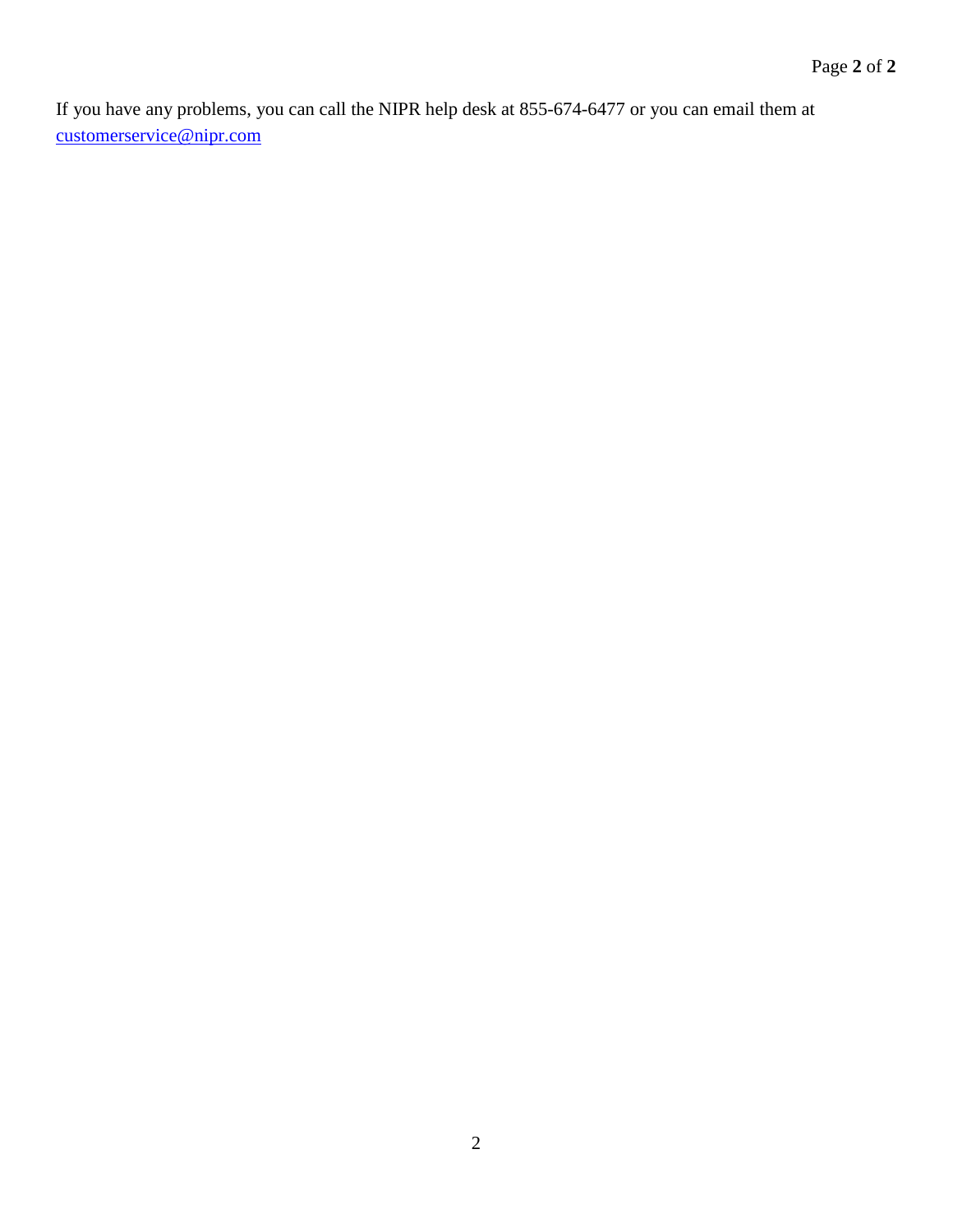If you have any problems, you can call the NIPR help desk at 855-674-6477 or you can email them at customerservice@nipr.com